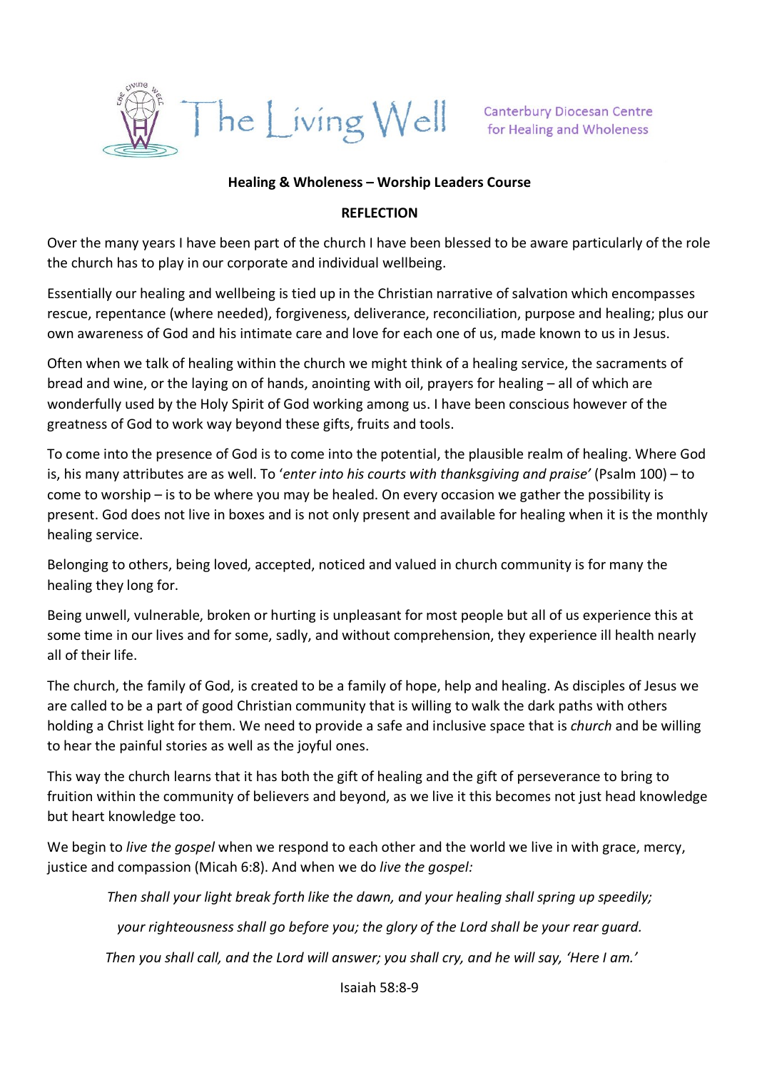The Living Well

Canterbury Diocesan Centre for Healing and Wholeness

**Healing & Wholeness – Worship Leaders Course**

**REFLECTION**

Over the many years I have been part of the church I have been blessed to be aware particularly of the role the church has to play in our corporate and individual wellbeing.

Essentially our healing and wellbeing is tied up in the Christian narrative of salvation which encompasses rescue, repentance (where needed), forgiveness, deliverance, reconciliation, purpose and healing; plus our own awareness of God and his intimate care and love for each one of us, made known to us in Jesus.

Often when we talk of healing within the church we might think of a healing service, the sacraments of bread and wine, or the laying on of hands, anointing with oil, prayers for healing – all of which are wonderfully used by the Holy Spirit of God working among us. I have been conscious however of the greatness of God to work way beyond these gifts, fruits and tools.

To come into the presence of God is to come into the potential, the plausible realm of healing. Where God is, his many attributes are as well. To '*enter into his courts with thanksgiving and praise*' (Psalm 100) – to come to worship – is to be where you may be healed. On every occasion we gather the possibility is present. God does not live in boxes and is not only present and available for healing when it is the monthly healing service.

Belonging to others, being loved, accepted, noticed and valued in church community is for many the healing they long for.

Being unwell, vulnerable, broken or hurting is unpleasant for most people but all of us experience this at some time in our lives and for some, sadly, and without comprehension, they experience ill health nearly all of their life.

The church, the family of God, is created to be a family of hope, help and healing. As disciples of Jesus we are called to be a part of good Christian community that is willing to walk the dark paths with others holding a Christ light for them. We need to provide a safe and inclusive space that is *church* and be willing to hear the painful stories as well as the joyful ones.

This way the church learns that it has both the gift of healing and the gift of perseverance to bring to fruition within the community of believers and beyond, as we live it this becomes not just head knowledge but heart knowledge too.

We begin to *live the gospel* when we respond to each other and the world we live in with grace, mercy, justice and compassion (Micah 6:8). And when we do *live the gospel:*

> *Then shall your light break forth like the dawn, and your healing shall spring up speedily;*
>
> *your righteousness shall go before you; the glory of the Lord shall be your rear guard.*
>
> *Then you shall call, and the Lord will answer; you shall cry, and he will say, 'Here I am.'*
>
> Isaiah 58:8-9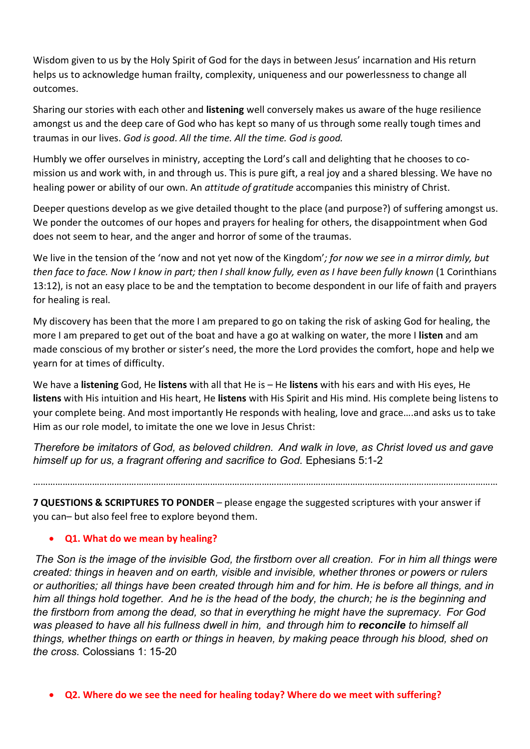Wisdom given to us by the Holy Spirit of God for the days in between Jesus' incarnation and His return helps us to acknowledge human frailty, complexity, uniqueness and our powerlessness to change all outcomes.

Sharing our stories with each other and **listening** well conversely makes us aware of the huge resilience amongst us and the deep care of God who has kept so many of us through some really tough times and traumas in our lives. *God is good. All the time. All the time. God is good.*

Humbly we offer ourselves in ministry, accepting the Lord's call and delighting that he chooses to co-mission us and work with, in and through us. This is pure gift, a real joy and a shared blessing. We have no healing power or ability of our own. An *attitude of gratitude* accompanies this ministry of Christ.

Deeper questions develop as we give detailed thought to the place (and purpose?) of suffering amongst us. We ponder the outcomes of our hopes and prayers for healing for others, the disappointment when God does not seem to hear, and the anger and horror of some of the traumas.

We live in the tension of the 'now and not yet now of the Kingdom'*; for now we see in a mirror dimly, but then face to face. Now I know in part; then I shall know fully, even as I have been fully known* (1 Corinthians 13:12), is not an easy place to be and the temptation to become despondent in our life of faith and prayers for healing is real.

My discovery has been that the more I am prepared to go on taking the risk of asking God for healing, the more I am prepared to get out of the boat and have a go at walking on water, the more I **listen** and am made conscious of my brother or sister's need, the more the Lord provides the comfort, hope and help we yearn for at times of difficulty.

We have a **listening** God, He **listens** with all that He is – He **listens** with his ears and with His eyes, He **listens** with His intuition and His heart, He **listens** with His Spirit and His mind. His complete being listens to your complete being. And most importantly He responds with healing, love and grace….and asks us to take Him as our role model, to imitate the one we love in Jesus Christ:

*Therefore be imitators of God, as beloved children. And walk in love, as Christ loved us and gave himself up for us, a fragrant offering and sacrifice to God.* Ephesians 5:1-2

---

**7 QUESTIONS & SCRIPTURES TO PONDER** – please engage the suggested scriptures with your answer if you can– but also feel free to explore beyond them.

- **Q1. What do we mean by healing?**

*The Son is the image of the invisible God, the firstborn over all creation. For in him all things were created: things in heaven and on earth, visible and invisible, whether thrones or powers or rulers or authorities; all things have been created through him and for him. He is before all things, and in him all things hold together. And he is the head of the body, the church; he is the beginning and the firstborn from among the dead, so that in everything he might have the supremacy. For God was pleased to have all his fullness dwell in him, and through him to* ***reconcile*** *to himself all things, whether things on earth or things in heaven, by making peace through his blood, shed on the cross.* Colossians 1: 15-20

- **Q2. Where do we see the need for healing today? Where do we meet with suffering?**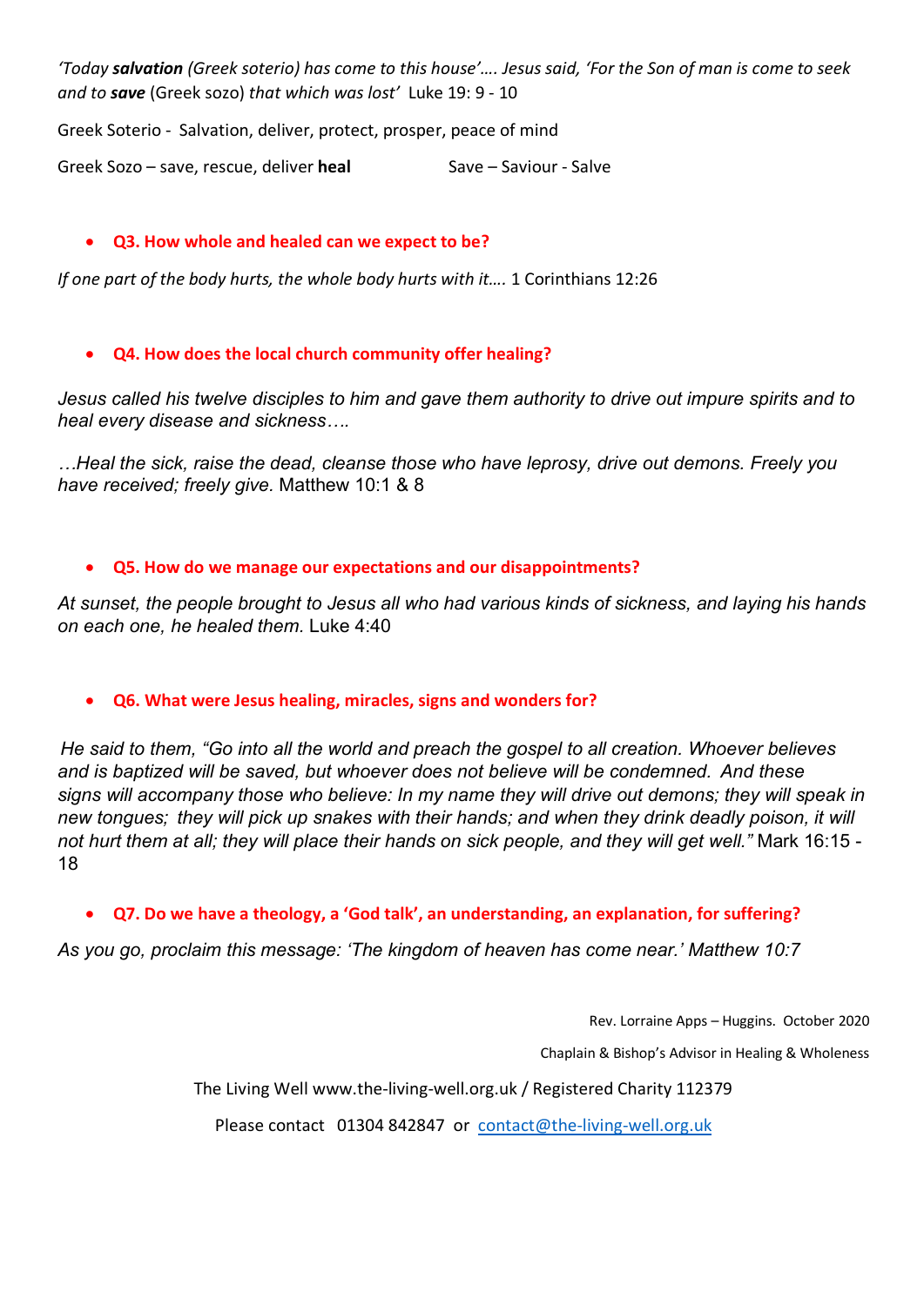*'Today **salvation** (Greek soterio) has come to this house'…. Jesus said, 'For the Son of man is come to seek and to **save*** (Greek sozo) *that which was lost'* Luke 19: 9 - 10

Greek Soterio - Salvation, deliver, protect, prosper, peace of mind

Greek Sozo – save, rescue, deliver **heal** Save – Saviour - Salve

- **Q3. How whole and healed can we expect to be?**

*If one part of the body hurts, the whole body hurts with it….* 1 Corinthians 12:26

- **Q4. How does the local church community offer healing?**

*Jesus called his twelve disciples to him and gave them authority to drive out impure spirits and to heal every disease and sickness….*

*…Heal the sick, raise the dead, cleanse those who have leprosy, drive out demons. Freely you have received; freely give.* Matthew 10:1 & 8

- **Q5. How do we manage our expectations and our disappointments?**

*At sunset, the people brought to Jesus all who had various kinds of sickness, and laying his hands on each one, he healed them.* Luke 4:40

- **Q6. What were Jesus healing, miracles, signs and wonders for?**

*He said to them, "Go into all the world and preach the gospel to all creation. Whoever believes and is baptized will be saved, but whoever does not believe will be condemned. And these signs will accompany those who believe: In my name they will drive out demons; they will speak in new tongues; they will pick up snakes with their hands; and when they drink deadly poison, it will not hurt them at all; they will place their hands on sick people, and they will get well."* Mark 16:15 - 18

- **Q7. Do we have a theology, a 'God talk', an understanding, an explanation, for suffering?**

*As you go, proclaim this message: 'The kingdom of heaven has come near.' Matthew 10:7*

Rev. Lorraine Apps – Huggins. October 2020

Chaplain & Bishop's Advisor in Healing & Wholeness

The Living Well www.the-living-well.org.uk / Registered Charity 112379

Please contact 01304 842847 or contact@the-living-well.org.uk